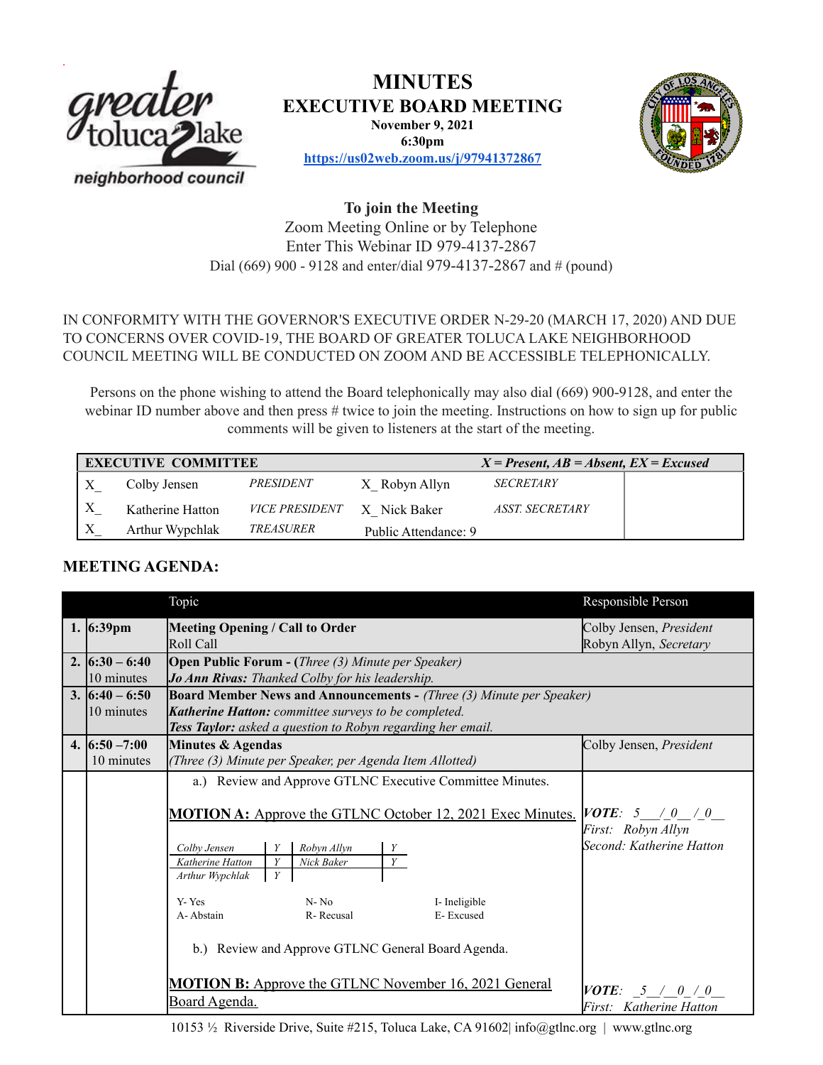# MINUTES
## EXECUTIVE BOARD MEETING

**November 9, 2021**
**6:30pm**
**https://us02web.zoom.us/j/97941372867**

**To join the Meeting**
Zoom Meeting Online or by Telephone
Enter This Webinar ID 979-4137-2867
Dial (669) 900 - 9128 and enter/dial 979-4137-2867 and # (pound)

IN CONFORMITY WITH THE GOVERNOR'S EXECUTIVE ORDER N-29-20 (MARCH 17, 2020) AND DUE TO CONCERNS OVER COVID-19, THE BOARD OF GREATER TOLUCA LAKE NEIGHBORHOOD COUNCIL MEETING WILL BE CONDUCTED ON ZOOM AND BE ACCESSIBLE TELEPHONICALLY.

Persons on the phone wishing to attend the Board telephonically may also dial (669) 900-9128, and enter the webinar ID number above and then press # twice to join the meeting. Instructions on how to sign up for public comments will be given to listeners at the start of the meeting.

| **EXECUTIVE COMMITTEE** | | | | ***X = Present, AB = Absent, EX = Excused*** | |
|---|---|---|---|---|---|
| X_ | Colby Jensen | *PRESIDENT* | X_ Robyn Allyn | *SECRETARY* | |
| X_ | Katherine Hatton | *VICE PRESIDENT* | X_ Nick Baker | *ASST. SECRETARY* | |
| X_ | Arthur Wypchlak | *TREASURER* | Public Attendance: 9 | | |

## MEETING AGENDA:

| | | Topic | Responsible Person |
|---|---|---|---|
| **1.** | **6:39pm** | **Meeting Opening / Call to Order**<br>Roll Call | Colby Jensen, *President*<br>Robyn Allyn, *Secretary* |
| **2.** | **6:30 – 6:40**<br>10 minutes | **Open Public Forum -** *(Three (3) Minute per Speaker)*<br>***Jo Ann Rivas:*** *Thanked Colby for his leadership.* | |
| **3.** | **6:40 – 6:50**<br>10 minutes | **Board Member News and Announcements -** *(Three (3) Minute per Speaker)*<br>***Katherine Hatton:*** *committee surveys to be completed.*<br>***Tess Taylor:*** *asked a question to Robyn regarding her email.* | |
| **4.** | **6:50 –7:00**<br>10 minutes | **Minutes & Agendas**<br>*(Three (3) Minute per Speaker, per Agenda Item Allotted)* | Colby Jensen, *President* |
| | | a.) Review and Approve GTLNC Executive Committee Minutes.<br><br>**MOTION A:** Approve the GTLNC October 12, 2021 Exec Minutes.<br><br>*Colby Jensen* – Y; *Robyn Allyn* – Y; *Katherine Hatton* – Y; *Nick Baker* – Y; *Arthur Wypchlak* – Y<br><br>Y- Yes, N- No, I- Ineligible, A- Abstain, R- Recusal, E- Excused<br><br>b.) Review and Approve GTLNC General Board Agenda.<br><br>**MOTION B:** Approve the GTLNC November 16, 2021 General Board Agenda. | ***VOTE**: 5 / 0 / 0*<br>*First: Robyn Allyn*<br>*Second: Katherine Hatton*<br><br><br><br><br><br><br>***VOTE**: 5 / 0 / 0*<br>*First: Katherine Hatton* |

10153 ½ Riverside Drive, Suite #215, Toluca Lake, CA 91602| info@gtlnc.org | www.gtlnc.org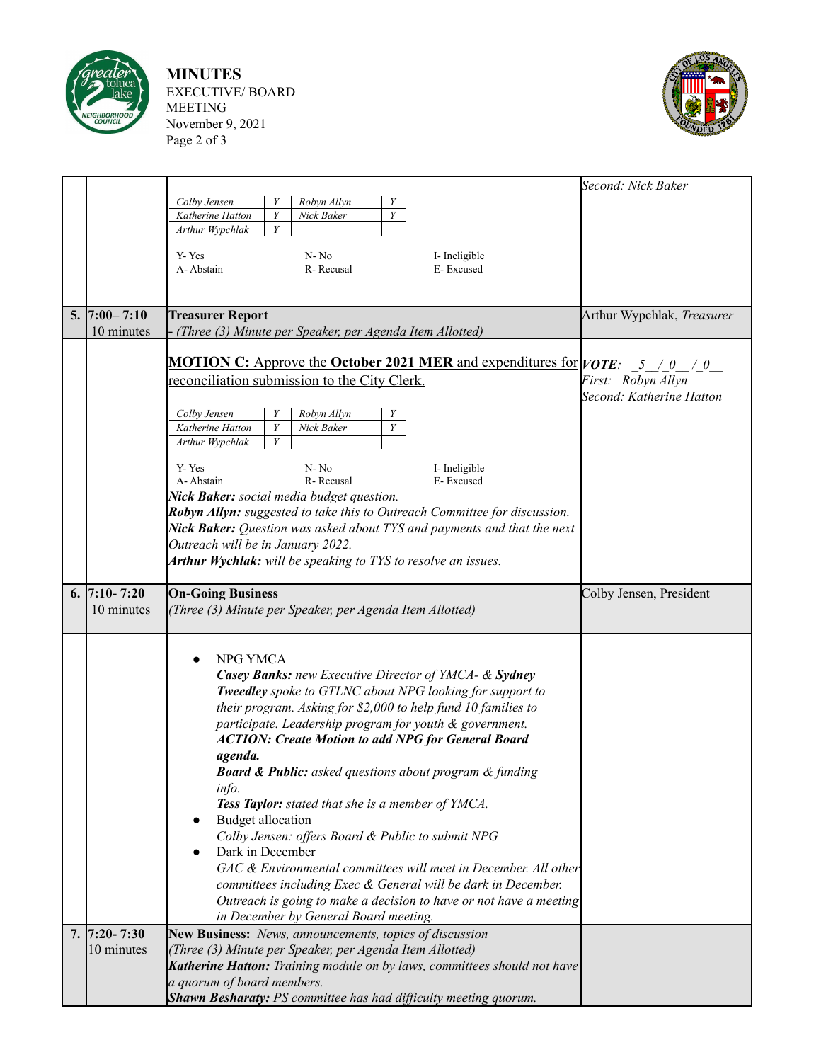| | | | |
|---|---|---|---|
| | | Colby Jensen Y · Robyn Allyn Y<br>Katherine Hatton Y · Nick Baker Y<br>Arthur Wypchlak Y<br><br>Y- Yes · N- No · I- Ineligible<br>A- Abstain · R- Recusal · E- Excused | *Second: Nick Baker* |
| **5.** | 7:00– 7:10<br>10 minutes | **Treasurer Report**<br>*- (Three (3) Minute per Speaker, per Agenda Item Allotted)* | Arthur Wypchlak, *Treasurer* |
| | | **MOTION C:** Approve the **October 2021 MER** and expenditures for reconciliation submission to the City Clerk.<br><br>Colby Jensen Y · Robyn Allyn Y<br>Katherine Hatton Y · Nick Baker Y<br>Arthur Wypchlak Y<br><br>Y- Yes · N- No · I- Ineligible<br>A- Abstain · R- Recusal · E- Excused<br>***Nick Baker:*** *social media budget question.*<br>***Robyn Allyn:*** *suggested to take this to Outreach Committee for discussion.*<br>***Nick Baker:*** *Question was asked about TYS and payments and that the next Outreach will be in January 2022.*<br>***Arthur Wychlak:*** *will be speaking to TYS to resolve an issues.* | ***VOTE**: _5_/_0_/_0_*<br>*First: Robyn Allyn*<br>*Second: Katherine Hatton* |
| **6.** | 7:10- 7:20<br>10 minutes | **On-Going Business**<br>*(Three (3) Minute per Speaker, per Agenda Item Allotted)* | Colby Jensen, President |
| | | • NPG YMCA<br>***Casey Banks:*** *new Executive Director of YMCA- &* ***Sydney Tweedley*** *spoke to GTLNC about NPG looking for support to their program. Asking for $2,000 to help fund 10 families to participate. Leadership program for youth & government.*<br>***ACTION: Create Motion to add NPG for General Board agenda.***<br>***Board & Public:*** *asked questions about program & funding info.*<br>***Tess Taylor:*** *stated that she is a member of YMCA.*<br>• Budget allocation<br>*Colby Jensen: offers Board & Public to submit NPG*<br>• Dark in December<br>*GAC & Environmental committees will meet in December. All other committees including Exec & General will be dark in December. Outreach is going to make a decision to have or not have a meeting in December by General Board meeting.* | |
| **7.** | 7:20- 7:30<br>10 minutes | **New Business:** *News, announcements, topics of discussion*<br>*(Three (3) Minute per Speaker, per Agenda Item Allotted)*<br>***Katherine Hatton:*** *Training module on by laws, committees should not have a quorum of board members.*<br>***Shawn Besharaty:*** *PS committee has had difficulty meeting quorum.* | |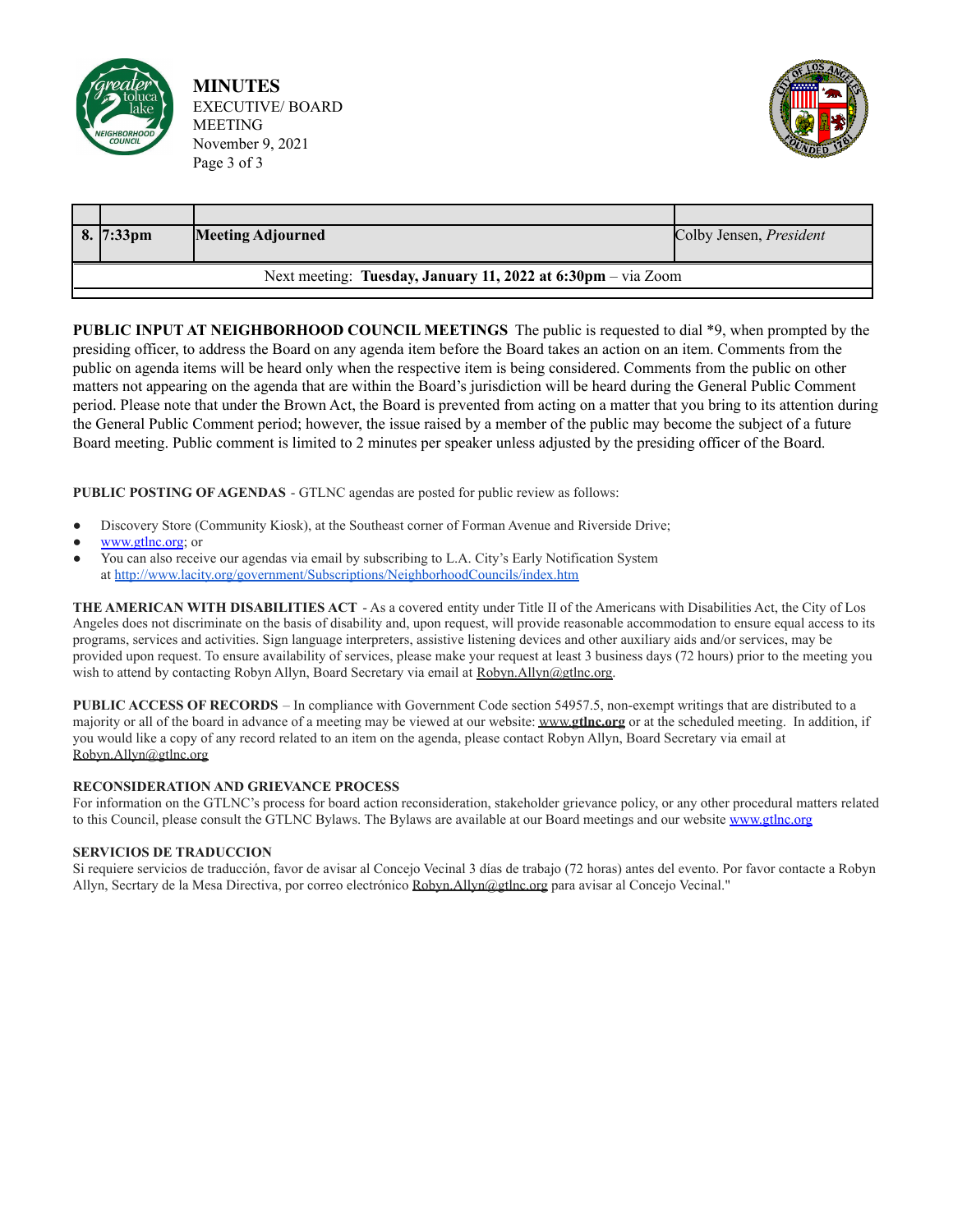| | | | |
|---|---|---|---|
| 8. | 7:33pm | **Meeting Adjourned** | Colby Jensen, *President* |
| Next meeting: **Tuesday, January 11, 2022 at 6:30pm** – via Zoom | | | |

**PUBLIC INPUT AT NEIGHBORHOOD COUNCIL MEETINGS** The public is requested to dial *9, when prompted by the presiding officer, to address the Board on any agenda item before the Board takes an action on an item. Comments from the public on agenda items will be heard only when the respective item is being considered. Comments from the public on other matters not appearing on the agenda that are within the Board's jurisdiction will be heard during the General Public Comment period. Please note that under the Brown Act, the Board is prevented from acting on a matter that you bring to its attention during the General Public Comment period; however, the issue raised by a member of the public may become the subject of a future Board meeting. Public comment is limited to 2 minutes per speaker unless adjusted by the presiding officer of the Board.

**PUBLIC POSTING OF AGENDAS** - GTLNC agendas are posted for public review as follows:

- Discovery Store (Community Kiosk), at the Southeast corner of Forman Avenue and Riverside Drive;
- www.gtlnc.org; or
- You can also receive our agendas via email by subscribing to L.A. City's Early Notification System at http://www.lacity.org/government/Subscriptions/NeighborhoodCouncils/index.htm

**THE AMERICAN WITH DISABILITIES ACT** - As a covered entity under Title II of the Americans with Disabilities Act, the City of Los Angeles does not discriminate on the basis of disability and, upon request, will provide reasonable accommodation to ensure equal access to its programs, services and activities. Sign language interpreters, assistive listening devices and other auxiliary aids and/or services, may be provided upon request. To ensure availability of services, please make your request at least 3 business days (72 hours) prior to the meeting you wish to attend by contacting Robyn Allyn, Board Secretary via email at Robyn.Allyn@gtlnc.org.

**PUBLIC ACCESS OF RECORDS** – In compliance with Government Code section 54957.5, non-exempt writings that are distributed to a majority or all of the board in advance of a meeting may be viewed at our website: www.**gtlnc.org** or at the scheduled meeting. In addition, if you would like a copy of any record related to an item on the agenda, please contact Robyn Allyn, Board Secretary via email at Robyn.Allyn@gtlnc.org

**RECONSIDERATION AND GRIEVANCE PROCESS**
For information on the GTLNC's process for board action reconsideration, stakeholder grievance policy, or any other procedural matters related to this Council, please consult the GTLNC Bylaws. The Bylaws are available at our Board meetings and our website www.gtlnc.org

**SERVICIOS DE TRADUCCION**
Si requiere servicios de traducción, favor de avisar al Concejo Vecinal 3 días de trabajo (72 horas) antes del evento. Por favor contacte a Robyn Allyn, Secrtary de la Mesa Directiva, por correo electrónico Robyn.Allyn@gtlnc.org para avisar al Concejo Vecinal."